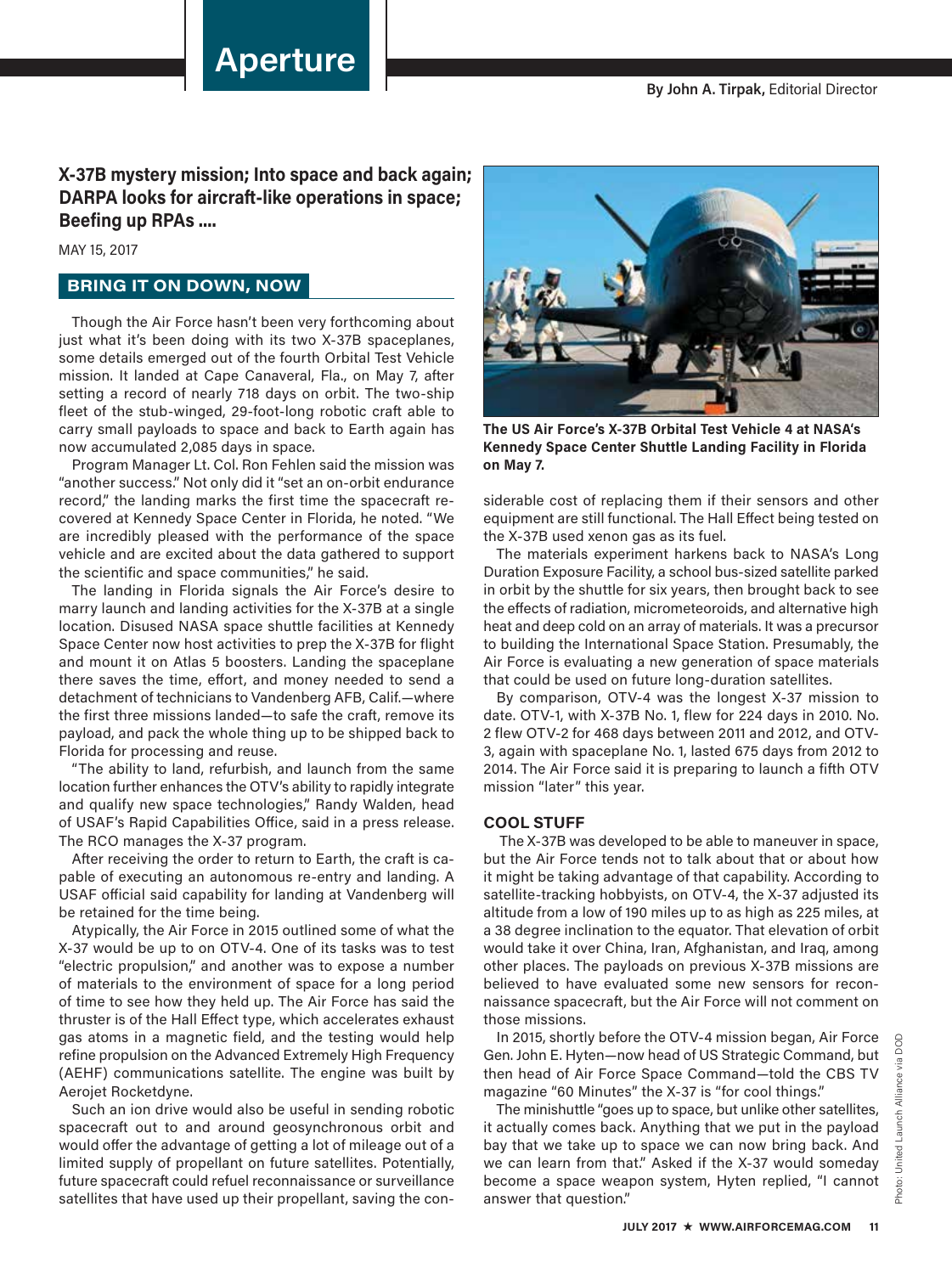# Aperture

By John A. Tirpak, Editorial Director

**X-37B mystery mission; Into space and back again; DARPA looks for aircraft-like operations in space; Beefing up RPAs ....**

MAY 15, 2017

## BRING IT ON DOWN, NOW

Though the Air Force hasn't been very forthcoming about just what it's been doing with its two X-37B spaceplanes, some details emerged out of the fourth Orbital Test Vehicle mission. It landed at Cape Canaveral, Fla., on May 7, after setting a record of nearly 718 days on orbit. The two-ship fleet of the stub-winged, 29-foot-long robotic craft able to carry small payloads to space and back to Earth again has now accumulated 2,085 days in space.

Program Manager Lt. Col. Ron Fehlen said the mission was "another success." Not only did it "set an on-orbit endurance record," the landing marks the first time the spacecraft recovered at Kennedy Space Center in Florida, he noted. "We are incredibly pleased with the performance of the space vehicle and are excited about the data gathered to support the scientific and space communities," he said.

The landing in Florida signals the Air Force's desire to marry launch and landing activities for the X-37B at a single location. Disused NASA space shuttle facilities at Kennedy Space Center now host activities to prep the X-37B for flight and mount it on Atlas 5 boosters. Landing the spaceplane there saves the time, effort, and money needed to send a detachment of technicians to Vandenberg AFB, Calif.—where the first three missions landed—to safe the craft, remove its payload, and pack the whole thing up to be shipped back to Florida for processing and reuse.

"The ability to land, refurbish, and launch from the same location further enhances the OTV's ability to rapidly integrate and qualify new space technologies," Randy Walden, head of USAF's Rapid Capabilities Office, said in a press release. The RCO manages the X-37 program.

After receiving the order to return to Earth, the craft is capable of executing an autonomous re-entry and landing. A USAF official said capability for landing at Vandenberg will be retained for the time being.

Atypically, the Air Force in 2015 outlined some of what the X-37 would be up to on OTV-4. One of its tasks was to test "electric propulsion," and another was to expose a number of materials to the environment of space for a long period of time to see how they held up. The Air Force has said the thruster is of the Hall Effect type, which accelerates exhaust gas atoms in a magnetic field, and the testing would help refine propulsion on the Advanced Extremely High Frequency (AEHF) communications satellite. The engine was built by Aerojet Rocketdyne.

Such an ion drive would also be useful in sending robotic spacecraft out to and around geosynchronous orbit and would offer the advantage of getting a lot of mileage out of a limited supply of propellant on future satellites. Potentially, future spacecraft could refuel reconnaissance or surveillance satellites that have used up their propellant, saving the considerable cost of replacing them if their sensors and other equipment are still functional. The Hall Effect being tested on the X-37B used xenon gas as its fuel.

**The US Air Force's X-37B Orbital Test Vehicle 4 at NASA's Kennedy Space Center Shuttle Landing Facility in Florida on May 7.**

Photo: United Launch Alliance via DOD

The materials experiment harkens back to NASA's Long Duration Exposure Facility, a school bus-sized satellite parked in orbit by the shuttle for six years, then brought back to see the effects of radiation, micrometeoroids, and alternative high heat and deep cold on an array of materials. It was a precursor to building the International Space Station. Presumably, the Air Force is evaluating a new generation of space materials that could be used on future long-duration satellites.

By comparison, OTV-4 was the longest X-37 mission to date. OTV-1, with X-37B No. 1, flew for 224 days in 2010. No. 2 flew OTV-2 for 468 days between 2011 and 2012, and OTV-3, again with spaceplane No. 1, lasted 675 days from 2012 to 2014. The Air Force said it is preparing to launch a fifth OTV mission "later" this year.

## COOL STUFF

The X-37B was developed to be able to maneuver in space, but the Air Force tends not to talk about that or about how it might be taking advantage of that capability. According to satellite-tracking hobbyists, on OTV-4, the X-37 adjusted its altitude from a low of 190 miles up to as high as 225 miles, at a 38 degree inclination to the equator. That elevation of orbit would take it over China, Iran, Afghanistan, and Iraq, among other places. The payloads on previous X-37B missions are believed to have evaluated some new sensors for reconnaissance spacecraft, but the Air Force will not comment on those missions.

In 2015, shortly before the OTV-4 mission began, Air Force Gen. John E. Hyten—now head of US Strategic Command, but then head of Air Force Space Command—told the CBS TV magazine "60 Minutes" the X-37 is "for cool things."

The minishuttle "goes up to space, but unlike other satellites, it actually comes back. Anything that we put in the payload bay that we take up to space we can now bring back. And we can learn from that." Asked if the X-37 would someday become a space weapon system, Hyten replied, "I cannot answer that question."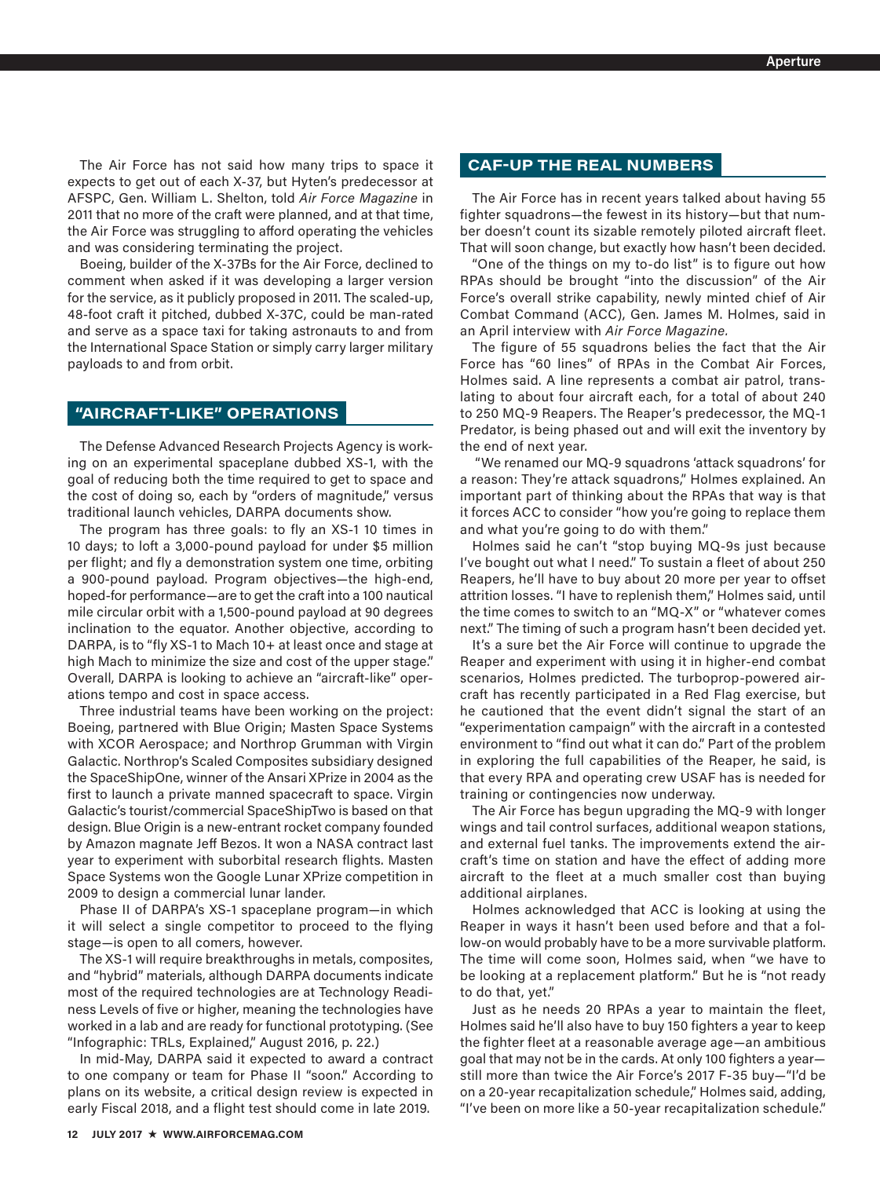The Air Force has not said how many trips to space it expects to get out of each X-37, but Hyten's predecessor at AFSPC, Gen. William L. Shelton, told *Air Force Magazine* in 2011 that no more of the craft were planned, and at that time, the Air Force was struggling to afford operating the vehicles and was considering terminating the project.

Boeing, builder of the X-37Bs for the Air Force, declined to comment when asked if it was developing a larger version for the service, as it publicly proposed in 2011. The scaled-up, 48-foot craft it pitched, dubbed X-37C, could be man-rated and serve as a space taxi for taking astronauts to and from the International Space Station or simply carry larger military payloads to and from orbit.

## "AIRCRAFT-LIKE" OPERATIONS

The Defense Advanced Research Projects Agency is working on an experimental spaceplane dubbed XS-1, with the goal of reducing both the time required to get to space and the cost of doing so, each by "orders of magnitude," versus traditional launch vehicles, DARPA documents show.

The program has three goals: to fly an XS-1 10 times in 10 days; to loft a 3,000-pound payload for under $5 million per flight; and fly a demonstration system one time, orbiting a 900-pound payload. Program objectives—the high-end, hoped-for performance—are to get the craft into a 100 nautical mile circular orbit with a 1,500-pound payload at 90 degrees inclination to the equator. Another objective, according to DARPA, is to "fly XS-1 to Mach 10+ at least once and stage at high Mach to minimize the size and cost of the upper stage." Overall, DARPA is looking to achieve an "aircraft-like" operations tempo and cost in space access.

Three industrial teams have been working on the project: Boeing, partnered with Blue Origin; Masten Space Systems with XCOR Aerospace; and Northrop Grumman with Virgin Galactic. Northrop's Scaled Composites subsidiary designed the SpaceShipOne, winner of the Ansari XPrize in 2004 as the first to launch a private manned spacecraft to space. Virgin Galactic's tourist/commercial SpaceShipTwo is based on that design. Blue Origin is a new-entrant rocket company founded by Amazon magnate Jeff Bezos. It won a NASA contract last year to experiment with suborbital research flights. Masten Space Systems won the Google Lunar XPrize competition in 2009 to design a commercial lunar lander.

Phase II of DARPA's XS-1 spaceplane program—in which it will select a single competitor to proceed to the flying stage—is open to all comers, however.

The XS-1 will require breakthroughs in metals, composites, and "hybrid" materials, although DARPA documents indicate most of the required technologies are at Technology Readiness Levels of five or higher, meaning the technologies have worked in a lab and are ready for functional prototyping. (See "Infographic: TRLs, Explained," August 2016, p. 22.)

In mid-May, DARPA said it expected to award a contract to one company or team for Phase II "soon." According to plans on its website, a critical design review is expected in early Fiscal 2018, and a flight test should come in late 2019.

## CAF-UP THE REAL NUMBERS

The Air Force has in recent years talked about having 55 fighter squadrons—the fewest in its history—but that number doesn't count its sizable remotely piloted aircraft fleet. That will soon change, but exactly how hasn't been decided.

"One of the things on my to-do list" is to figure out how RPAs should be brought "into the discussion" of the Air Force's overall strike capability, newly minted chief of Air Combat Command (ACC), Gen. James M. Holmes, said in an April interview with *Air Force Magazine.*

The figure of 55 squadrons belies the fact that the Air Force has "60 lines" of RPAs in the Combat Air Forces, Holmes said. A line represents a combat air patrol, translating to about four aircraft each, for a total of about 240 to 250 MQ-9 Reapers. The Reaper's predecessor, the MQ-1 Predator, is being phased out and will exit the inventory by the end of next year.

"We renamed our MQ-9 squadrons 'attack squadrons' for a reason: They're attack squadrons," Holmes explained. An important part of thinking about the RPAs that way is that it forces ACC to consider "how you're going to replace them and what you're going to do with them."

Holmes said he can't "stop buying MQ-9s just because I've bought out what I need." To sustain a fleet of about 250 Reapers, he'll have to buy about 20 more per year to offset attrition losses. "I have to replenish them," Holmes said, until the time comes to switch to an "MQ-X" or "whatever comes next." The timing of such a program hasn't been decided yet.

It's a sure bet the Air Force will continue to upgrade the Reaper and experiment with using it in higher-end combat scenarios, Holmes predicted. The turboprop-powered aircraft has recently participated in a Red Flag exercise, but he cautioned that the event didn't signal the start of an "experimentation campaign" with the aircraft in a contested environment to "find out what it can do." Part of the problem in exploring the full capabilities of the Reaper, he said, is that every RPA and operating crew USAF has is needed for training or contingencies now underway.

The Air Force has begun upgrading the MQ-9 with longer wings and tail control surfaces, additional weapon stations, and external fuel tanks. The improvements extend the aircraft's time on station and have the effect of adding more aircraft to the fleet at a much smaller cost than buying additional airplanes.

Holmes acknowledged that ACC is looking at using the Reaper in ways it hasn't been used before and that a follow-on would probably have to be a more survivable platform. The time will come soon, Holmes said, when "we have to be looking at a replacement platform." But he is "not ready to do that, yet."

Just as he needs 20 RPAs a year to maintain the fleet, Holmes said he'll also have to buy 150 fighters a year to keep the fighter fleet at a reasonable average age—an ambitious goal that may not be in the cards. At only 100 fighters a year—still more than twice the Air Force's 2017 F-35 buy—"I'd be on a 20-year recapitalization schedule," Holmes said, adding, "I've been on more like a 50-year recapitalization schedule."